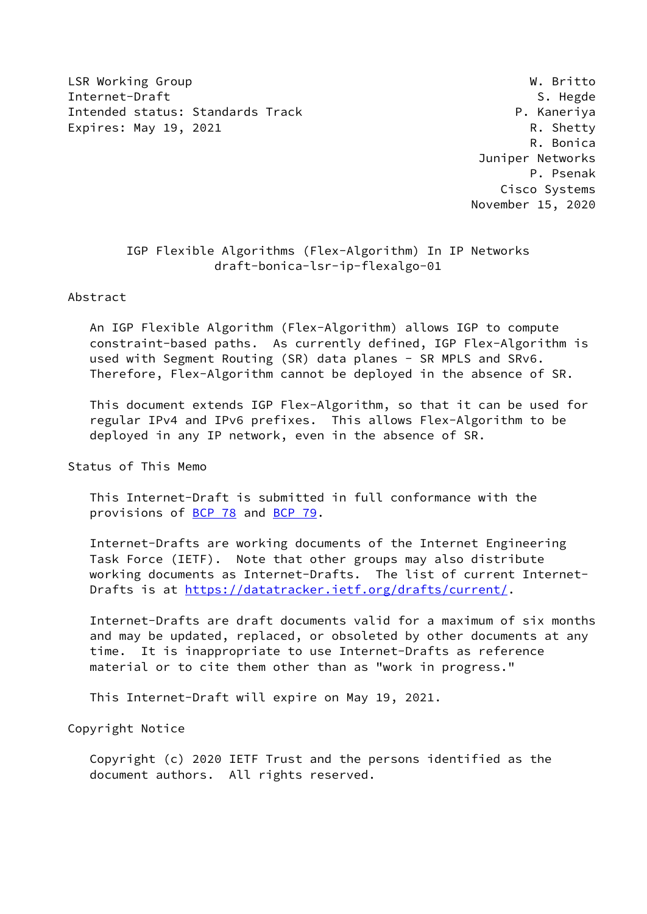LSR Working Group W. Britto
Internet-Draft S. Hegde
Intended status: Standards Track P. Kaneriya
Expires: May 19, 2021 R. Shetty
R. Bonica
Juniper Networks
P. Psenak
Cisco Systems
November 15, 2020

# IGP Flexible Algorithms (Flex-Algorithm) In IP Networks
draft-bonica-lsr-ip-flexalgo-01

## Abstract

An IGP Flexible Algorithm (Flex-Algorithm) allows IGP to compute constraint-based paths. As currently defined, IGP Flex-Algorithm is used with Segment Routing (SR) data planes - SR MPLS and SRv6. Therefore, Flex-Algorithm cannot be deployed in the absence of SR.

This document extends IGP Flex-Algorithm, so that it can be used for regular IPv4 and IPv6 prefixes. This allows Flex-Algorithm to be deployed in any IP network, even in the absence of SR.

## Status of This Memo

This Internet-Draft is submitted in full conformance with the provisions of BCP 78 and BCP 79.

Internet-Drafts are working documents of the Internet Engineering Task Force (IETF). Note that other groups may also distribute working documents as Internet-Drafts. The list of current Internet-Drafts is at https://datatracker.ietf.org/drafts/current/.

Internet-Drafts are draft documents valid for a maximum of six months and may be updated, replaced, or obsoleted by other documents at any time. It is inappropriate to use Internet-Drafts as reference material or to cite them other than as "work in progress."

This Internet-Draft will expire on May 19, 2021.

## Copyright Notice

Copyright (c) 2020 IETF Trust and the persons identified as the document authors. All rights reserved.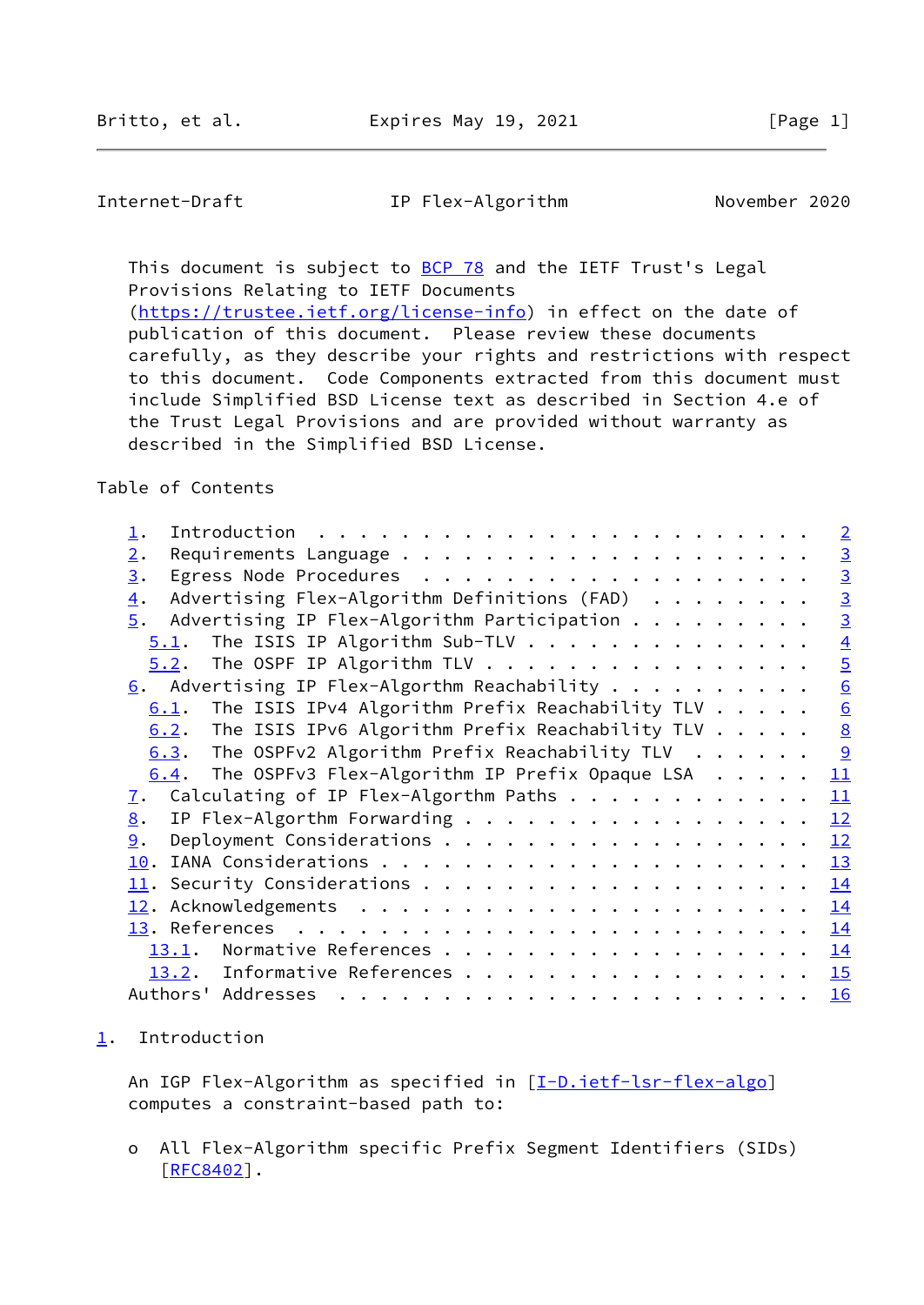This document is subject to BCP 78 and the IETF Trust's Legal Provisions Relating to IETF Documents (https://trustee.ietf.org/license-info) in effect on the date of publication of this document. Please review these documents carefully, as they describe your rights and restrictions with respect to this document. Code Components extracted from this document must include Simplified BSD License text as described in Section 4.e of the Trust Legal Provisions and are provided without warranty as described in the Simplified BSD License.

Table of Contents

```
   1.  Introduction  . . . . . . . . . . . . . . . . . . . . . . . .   2
   2.  Requirements Language . . . . . . . . . . . . . . . . . . . .   3
   3.  Egress Node Procedures  . . . . . . . . . . . . . . . . . . .   3
   4.  Advertising Flex-Algorithm Definitions (FAD)  . . . . . . . .   3
   5.  Advertising IP Flex-Algorithm Participation . . . . . . . . .   3
     5.1.  The ISIS IP Algorithm Sub-TLV . . . . . . . . . . . . . .   4
     5.2.  The OSPF IP Algorithm TLV . . . . . . . . . . . . . . . .   5
   6.  Advertising IP Flex-Algorthm Reachability . . . . . . . . . .   6
     6.1.  The ISIS IPv4 Algorithm Prefix Reachability TLV . . . . .   6
     6.2.  The ISIS IPv6 Algorithm Prefix Reachability TLV . . . . .   8
     6.3.  The OSPFv2 Algorithm Prefix Reachability TLV  . . . . . .   9
     6.4.  The OSPFv3 Flex-Algorithm IP Prefix Opaque LSA  . . . . .  11
   7.  Calculating of IP Flex-Algorthm Paths . . . . . . . . . . . .  11
   8.  IP Flex-Algorthm Forwarding . . . . . . . . . . . . . . . . .  12
   9.  Deployment Considerations . . . . . . . . . . . . . . . . . .  12
   10. IANA Considerations . . . . . . . . . . . . . . . . . . . . .  13
   11. Security Considerations . . . . . . . . . . . . . . . . . . .  14
   12. Acknowledgements  . . . . . . . . . . . . . . . . . . . . . .  14
   13. References  . . . . . . . . . . . . . . . . . . . . . . . . .  14
     13.1.  Normative References . . . . . . . . . . . . . . . . . .  14
     13.2.  Informative References . . . . . . . . . . . . . . . . .  15
   Authors' Addresses  . . . . . . . . . . . . . . . . . . . . . . .  16
```

## 1. Introduction

An IGP Flex-Algorithm as specified in [I-D.ietf-lsr-flex-algo] computes a constraint-based path to:

- o All Flex-Algorithm specific Prefix Segment Identifiers (SIDs) [RFC8402].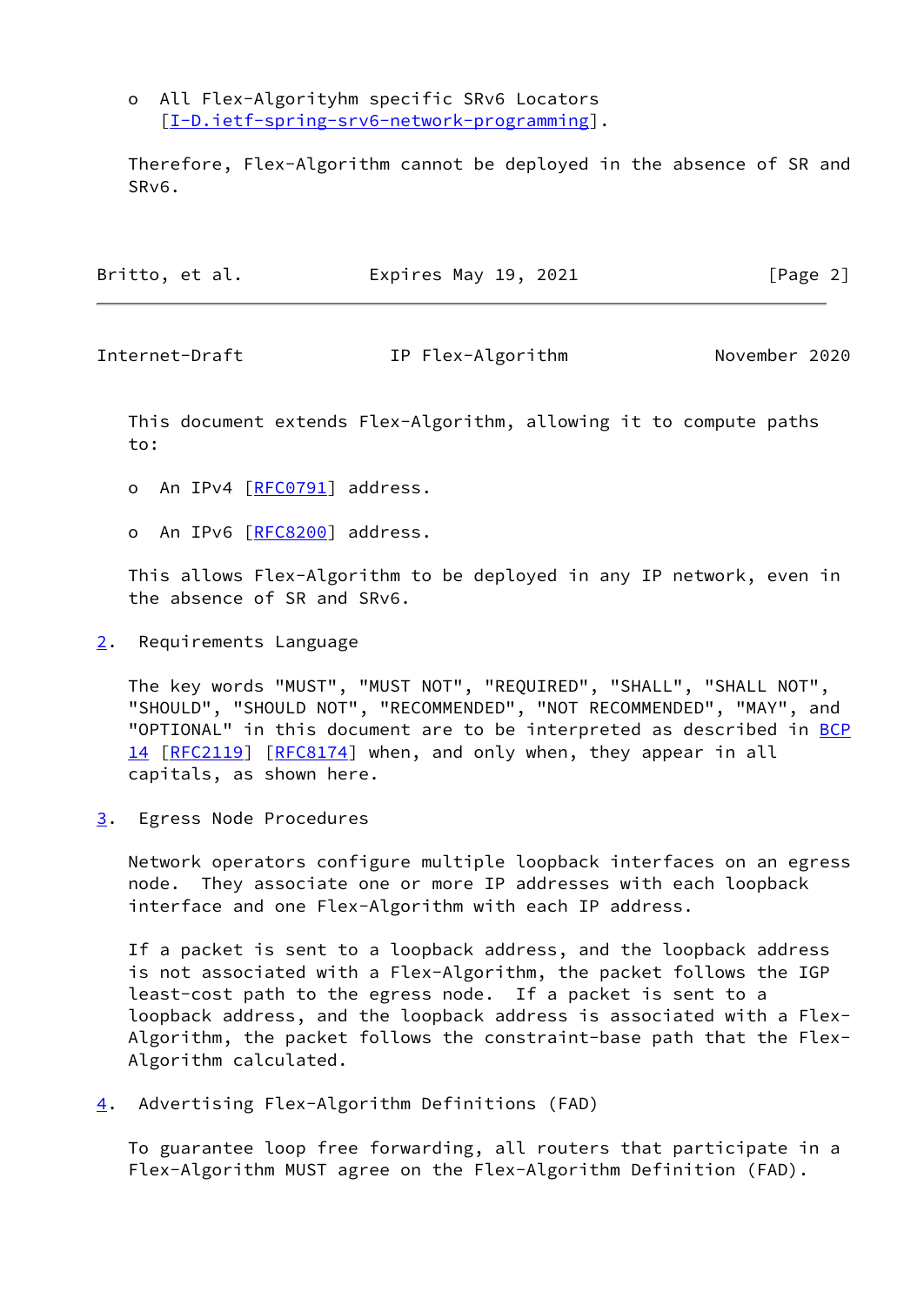o  All Flex-Algorityhm specific SRv6 Locators [I-D.ietf-spring-srv6-network-programming].

Therefore, Flex-Algorithm cannot be deployed in the absence of SR and SRv6.

This document extends Flex-Algorithm, allowing it to compute paths to:

o  An IPv4 [RFC0791] address.

o  An IPv6 [RFC8200] address.

This allows Flex-Algorithm to be deployed in any IP network, even in the absence of SR and SRv6.

## 2. Requirements Language

The key words "MUST", "MUST NOT", "REQUIRED", "SHALL", "SHALL NOT", "SHOULD", "SHOULD NOT", "RECOMMENDED", "NOT RECOMMENDED", "MAY", and "OPTIONAL" in this document are to be interpreted as described in BCP 14 [RFC2119] [RFC8174] when, and only when, they appear in all capitals, as shown here.

## 3. Egress Node Procedures

Network operators configure multiple loopback interfaces on an egress node. They associate one or more IP addresses with each loopback interface and one Flex-Algorithm with each IP address.

If a packet is sent to a loopback address, and the loopback address is not associated with a Flex-Algorithm, the packet follows the IGP least-cost path to the egress node. If a packet is sent to a loopback address, and the loopback address is associated with a Flex-Algorithm, the packet follows the constraint-base path that the Flex-Algorithm calculated.

## 4. Advertising Flex-Algorithm Definitions (FAD)

To guarantee loop free forwarding, all routers that participate in a Flex-Algorithm MUST agree on the Flex-Algorithm Definition (FAD).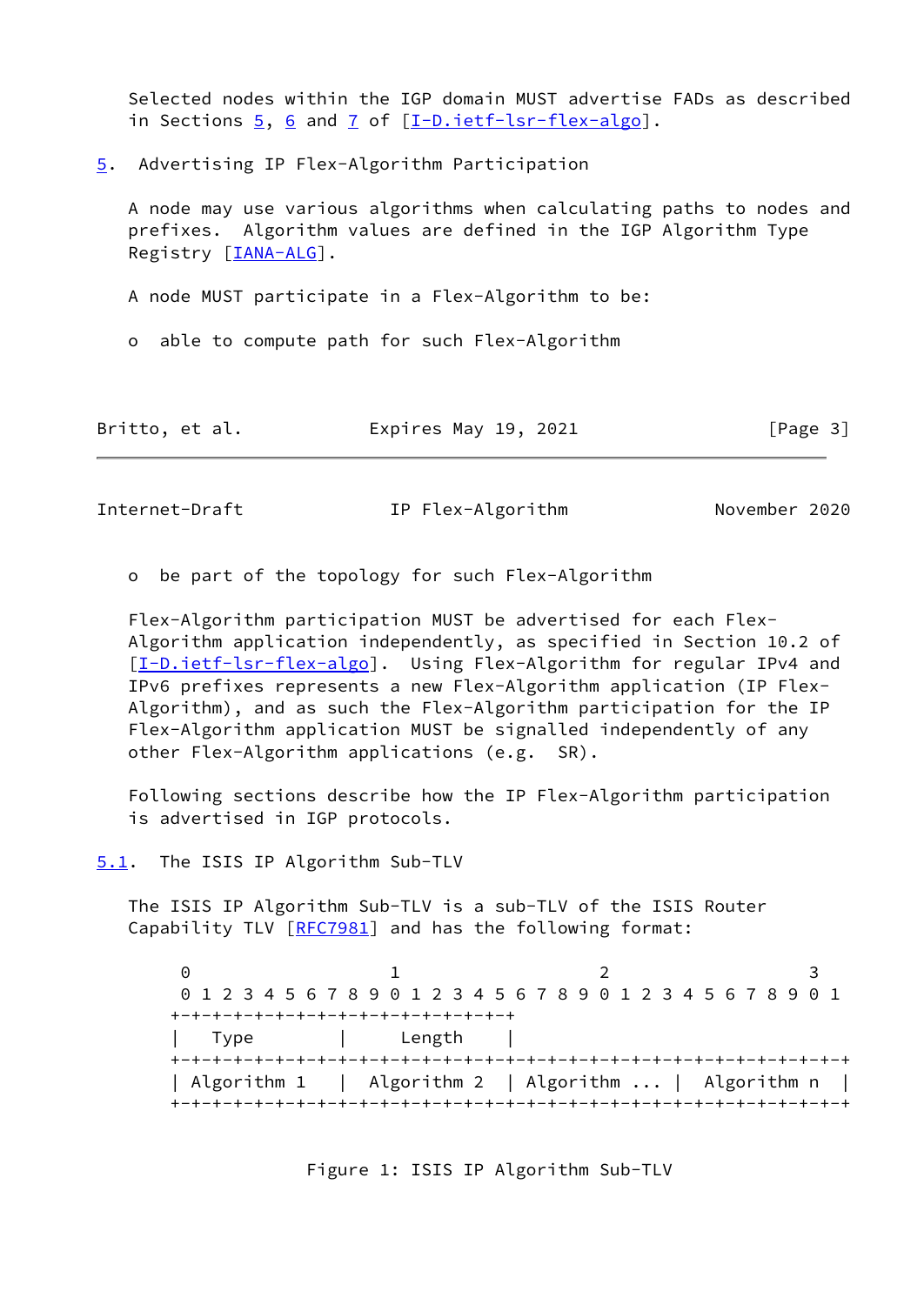Selected nodes within the IGP domain MUST advertise FADs as described in Sections 5, 6 and 7 of [I-D.ietf-lsr-flex-algo].

## 5. Advertising IP Flex-Algorithm Participation

A node may use various algorithms when calculating paths to nodes and prefixes. Algorithm values are defined in the IGP Algorithm Type Registry [IANA-ALG].

A node MUST participate in a Flex-Algorithm to be:

- able to compute path for such Flex-Algorithm
- be part of the topology for such Flex-Algorithm

Flex-Algorithm participation MUST be advertised for each Flex-Algorithm application independently, as specified in Section 10.2 of [I-D.ietf-lsr-flex-algo]. Using Flex-Algorithm for regular IPv4 and IPv6 prefixes represents a new Flex-Algorithm application (IP Flex-Algorithm), and as such the Flex-Algorithm participation for the IP Flex-Algorithm application MUST be signalled independently of any other Flex-Algorithm applications (e.g. SR).

Following sections describe how the IP Flex-Algorithm participation is advertised in IGP protocols.

### 5.1. The ISIS IP Algorithm Sub-TLV

The ISIS IP Algorithm Sub-TLV is a sub-TLV of the ISIS Router Capability TLV [RFC7981] and has the following format:

```
 0                   1                   2                   3
 0 1 2 3 4 5 6 7 8 9 0 1 2 3 4 5 6 7 8 9 0 1 2 3 4 5 6 7 8 9 0 1
+-+-+-+-+-+-+-+-+-+-+-+-+-+-+-+-+
|   Type        |     Length    |
+-+-+-+-+-+-+-+-+-+-+-+-+-+-+-+-+-+-+-+-+-+-+-+-+-+-+-+-+-+-+-+-+
| Algorithm 1   |  Algorithm 2  | Algorithm ... |  Algorithm n  |
+-+-+-+-+-+-+-+-+-+-+-+-+-+-+-+-+-+-+-+-+-+-+-+-+-+-+-+-+-+-+-+-+
```

Figure 1: ISIS IP Algorithm Sub-TLV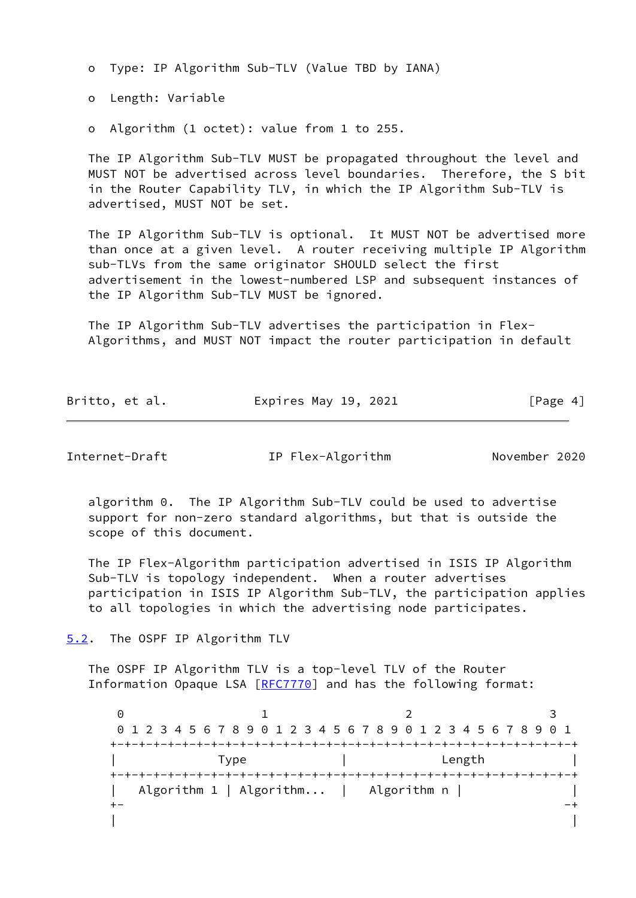- Type: IP Algorithm Sub-TLV (Value TBD by IANA)
- Length: Variable
- Algorithm (1 octet): value from 1 to 255.

The IP Algorithm Sub-TLV MUST be propagated throughout the level and MUST NOT be advertised across level boundaries. Therefore, the S bit in the Router Capability TLV, in which the IP Algorithm Sub-TLV is advertised, MUST NOT be set.

The IP Algorithm Sub-TLV is optional. It MUST NOT be advertised more than once at a given level. A router receiving multiple IP Algorithm sub-TLVs from the same originator SHOULD select the first advertisement in the lowest-numbered LSP and subsequent instances of the IP Algorithm Sub-TLV MUST be ignored.

The IP Algorithm Sub-TLV advertises the participation in Flex-Algorithms, and MUST NOT impact the router participation in default algorithm 0. The IP Algorithm Sub-TLV could be used to advertise support for non-zero standard algorithms, but that is outside the scope of this document.

The IP Flex-Algorithm participation advertised in ISIS IP Algorithm Sub-TLV is topology independent. When a router advertises participation in ISIS IP Algorithm Sub-TLV, the participation applies to all topologies in which the advertising node participates.

## 5.2. The OSPF IP Algorithm TLV

The OSPF IP Algorithm TLV is a top-level TLV of the Router Information Opaque LSA [RFC7770] and has the following format:

```
 0                   1                   2                   3
 0 1 2 3 4 5 6 7 8 9 0 1 2 3 4 5 6 7 8 9 0 1 2 3 4 5 6 7 8 9 0 1
+-+-+-+-+-+-+-+-+-+-+-+-+-+-+-+-+-+-+-+-+-+-+-+-+-+-+-+-+-+-+-+-+
|              Type             |             Length            |
+-+-+-+-+-+-+-+-+-+-+-+-+-+-+-+-+-+-+-+-+-+-+-+-+-+-+-+-+-+-+-+-+
|  Algorithm 1 | Algorithm...   |   Algorithm n |                |
+-                                                             -+
|                                                               |
```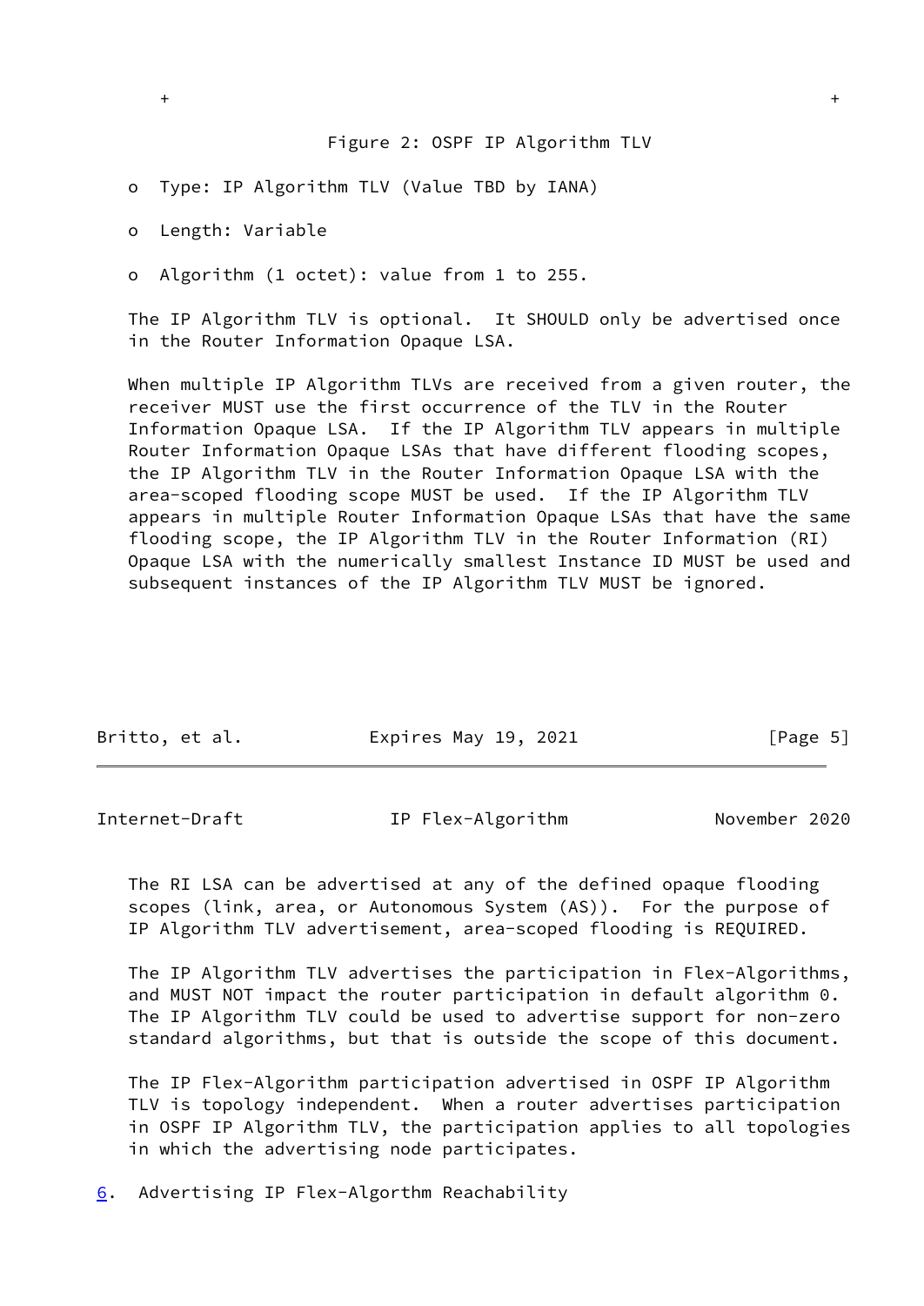```
+                                                               +
```

Figure 2: OSPF IP Algorithm TLV

- Type: IP Algorithm TLV (Value TBD by IANA)
- Length: Variable
- Algorithm (1 octet): value from 1 to 255.

The IP Algorithm TLV is optional. It SHOULD only be advertised once in the Router Information Opaque LSA.

When multiple IP Algorithm TLVs are received from a given router, the receiver MUST use the first occurrence of the TLV in the Router Information Opaque LSA. If the IP Algorithm TLV appears in multiple Router Information Opaque LSAs that have different flooding scopes, the IP Algorithm TLV in the Router Information Opaque LSA with the area-scoped flooding scope MUST be used. If the IP Algorithm TLV appears in multiple Router Information Opaque LSAs that have the same flooding scope, the IP Algorithm TLV in the Router Information (RI) Opaque LSA with the numerically smallest Instance ID MUST be used and subsequent instances of the IP Algorithm TLV MUST be ignored.

The RI LSA can be advertised at any of the defined opaque flooding scopes (link, area, or Autonomous System (AS)). For the purpose of IP Algorithm TLV advertisement, area-scoped flooding is REQUIRED.

The IP Algorithm TLV advertises the participation in Flex-Algorithms, and MUST NOT impact the router participation in default algorithm 0. The IP Algorithm TLV could be used to advertise support for non-zero standard algorithms, but that is outside the scope of this document.

The IP Flex-Algorithm participation advertised in OSPF IP Algorithm TLV is topology independent. When a router advertises participation in OSPF IP Algorithm TLV, the participation applies to all topologies in which the advertising node participates.

## 6. Advertising IP Flex-Algorthm Reachability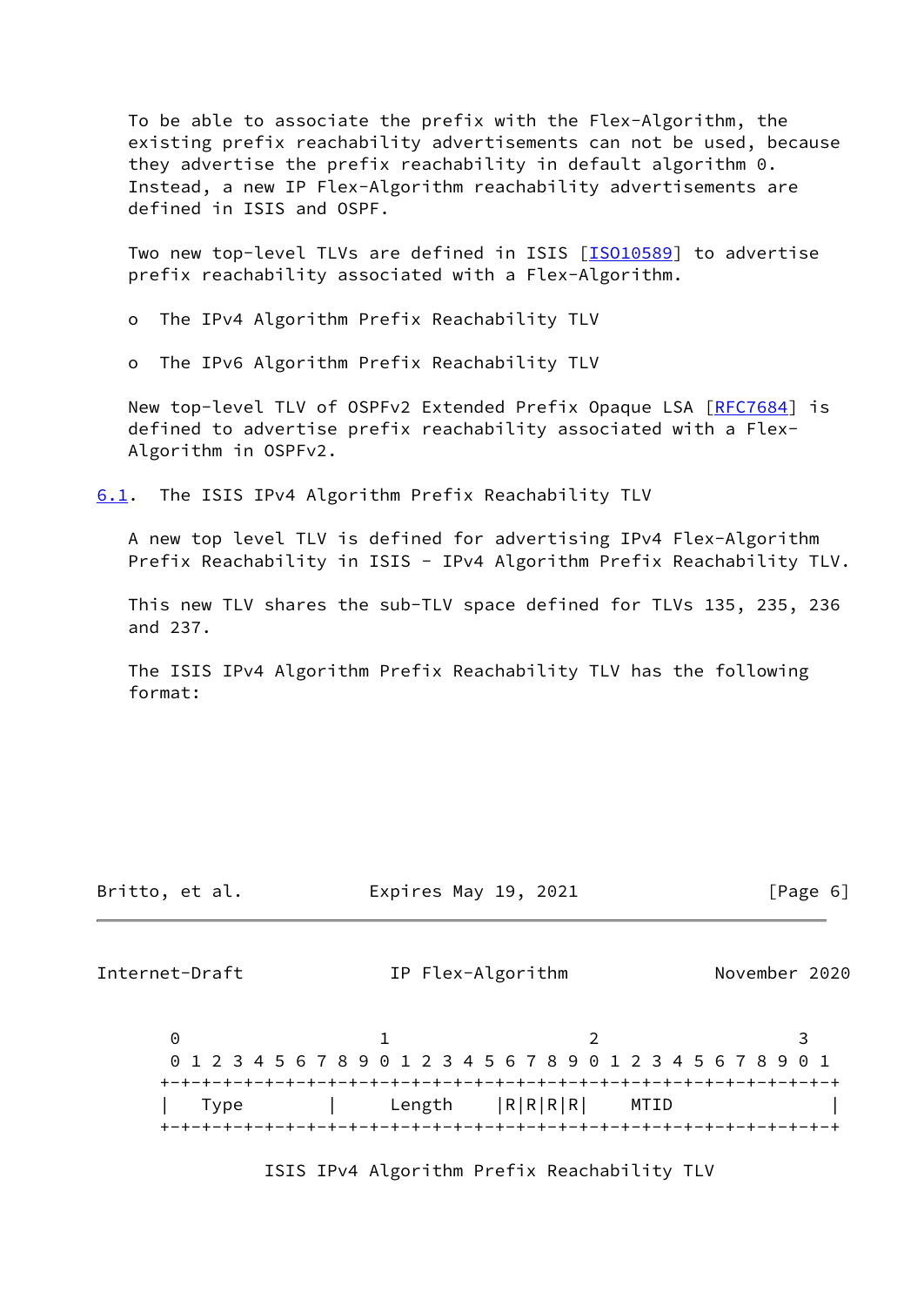To be able to associate the prefix with the Flex-Algorithm, the existing prefix reachability advertisements can not be used, because they advertise the prefix reachability in default algorithm 0. Instead, a new IP Flex-Algorithm reachability advertisements are defined in ISIS and OSPF.

Two new top-level TLVs are defined in ISIS [ISO10589] to advertise prefix reachability associated with a Flex-Algorithm.

- The IPv4 Algorithm Prefix Reachability TLV
- The IPv6 Algorithm Prefix Reachability TLV

New top-level TLV of OSPFv2 Extended Prefix Opaque LSA [RFC7684] is defined to advertise prefix reachability associated with a Flex-Algorithm in OSPFv2.

### 6.1. The ISIS IPv4 Algorithm Prefix Reachability TLV

A new top level TLV is defined for advertising IPv4 Flex-Algorithm Prefix Reachability in ISIS - IPv4 Algorithm Prefix Reachability TLV.

This new TLV shares the sub-TLV space defined for TLVs 135, 235, 236 and 237.

The ISIS IPv4 Algorithm Prefix Reachability TLV has the following format:

```
 0                   1                   2                   3
 0 1 2 3 4 5 6 7 8 9 0 1 2 3 4 5 6 7 8 9 0 1 2 3 4 5 6 7 8 9 0 1
+-+-+-+-+-+-+-+-+-+-+-+-+-+-+-+-+-+-+-+-+-+-+-+-+-+-+-+-+-+-+-+-+
|   Type        |     Length    |R|R|R|R|    MTID               |
+-+-+-+-+-+-+-+-+-+-+-+-+-+-+-+-+-+-+-+-+-+-+-+-+-+-+-+-+-+-+-+-+
```

ISIS IPv4 Algorithm Prefix Reachability TLV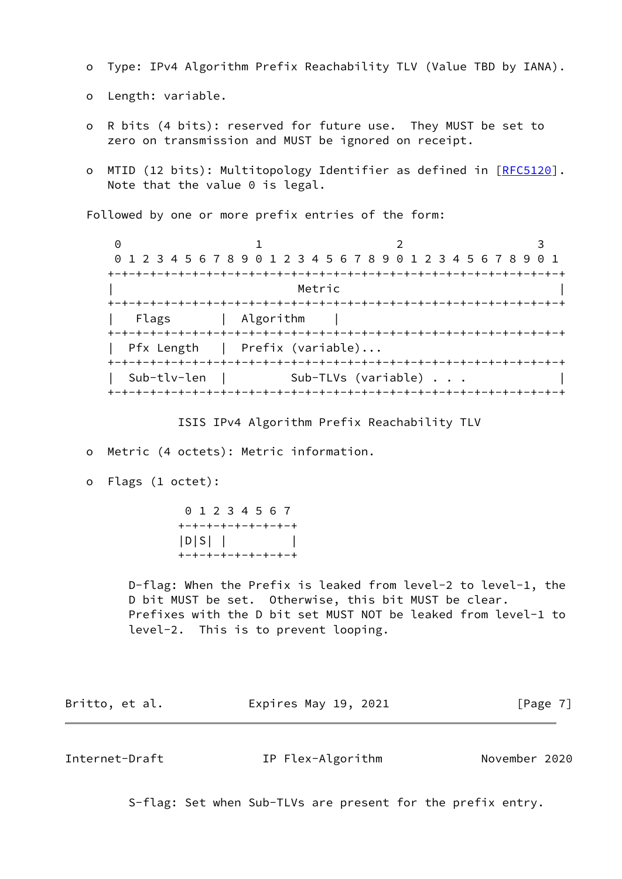- Type: IPv4 Algorithm Prefix Reachability TLV (Value TBD by IANA).

- Length: variable.

- R bits (4 bits): reserved for future use. They MUST be set to zero on transmission and MUST be ignored on receipt.

- MTID (12 bits): Multitopology Identifier as defined in [RFC5120]. Note that the value 0 is legal.

Followed by one or more prefix entries of the form:

```
 0                   1                   2                   3
 0 1 2 3 4 5 6 7 8 9 0 1 2 3 4 5 6 7 8 9 0 1 2 3 4 5 6 7 8 9 0 1
+-+-+-+-+-+-+-+-+-+-+-+-+-+-+-+-+-+-+-+-+-+-+-+-+-+-+-+-+-+-+-+-+
|                            Metric                             |
+-+-+-+-+-+-+-+-+-+-+-+-+-+-+-+-+-+-+-+-+-+-+-+-+-+-+-+-+-+-+-+-+
|   Flags       |  Algorithm    |
+-+-+-+-+-+-+-+-+-+-+-+-+-+-+-+-+-+-+-+-+-+-+-+-+-+-+-+-+-+-+-+-+
|  Pfx Length   |  Prefix (variable)...
+-+-+-+-+-+-+-+-+-+-+-+-+-+-+-+-+-+-+-+-+-+-+-+-+-+-+-+-+-+-+-+-+
|  Sub-tlv-len  |         Sub-TLVs (variable) . . .             |
+-+-+-+-+-+-+-+-+-+-+-+-+-+-+-+-+-+-+-+-+-+-+-+-+-+-+-+-+-+-+-+-+
```

ISIS IPv4 Algorithm Prefix Reachability TLV

- Metric (4 octets): Metric information.

- Flags (1 octet):

```
 0 1 2 3 4 5 6 7
+-+-+-+-+-+-+-+-+
|D|S| |         |
+-+-+-+-+-+-+-+-+
```

D-flag: When the Prefix is leaked from level-2 to level-1, the D bit MUST be set. Otherwise, this bit MUST be clear. Prefixes with the D bit set MUST NOT be leaked from level-1 to level-2. This is to prevent looping.

S-flag: Set when Sub-TLVs are present for the prefix entry.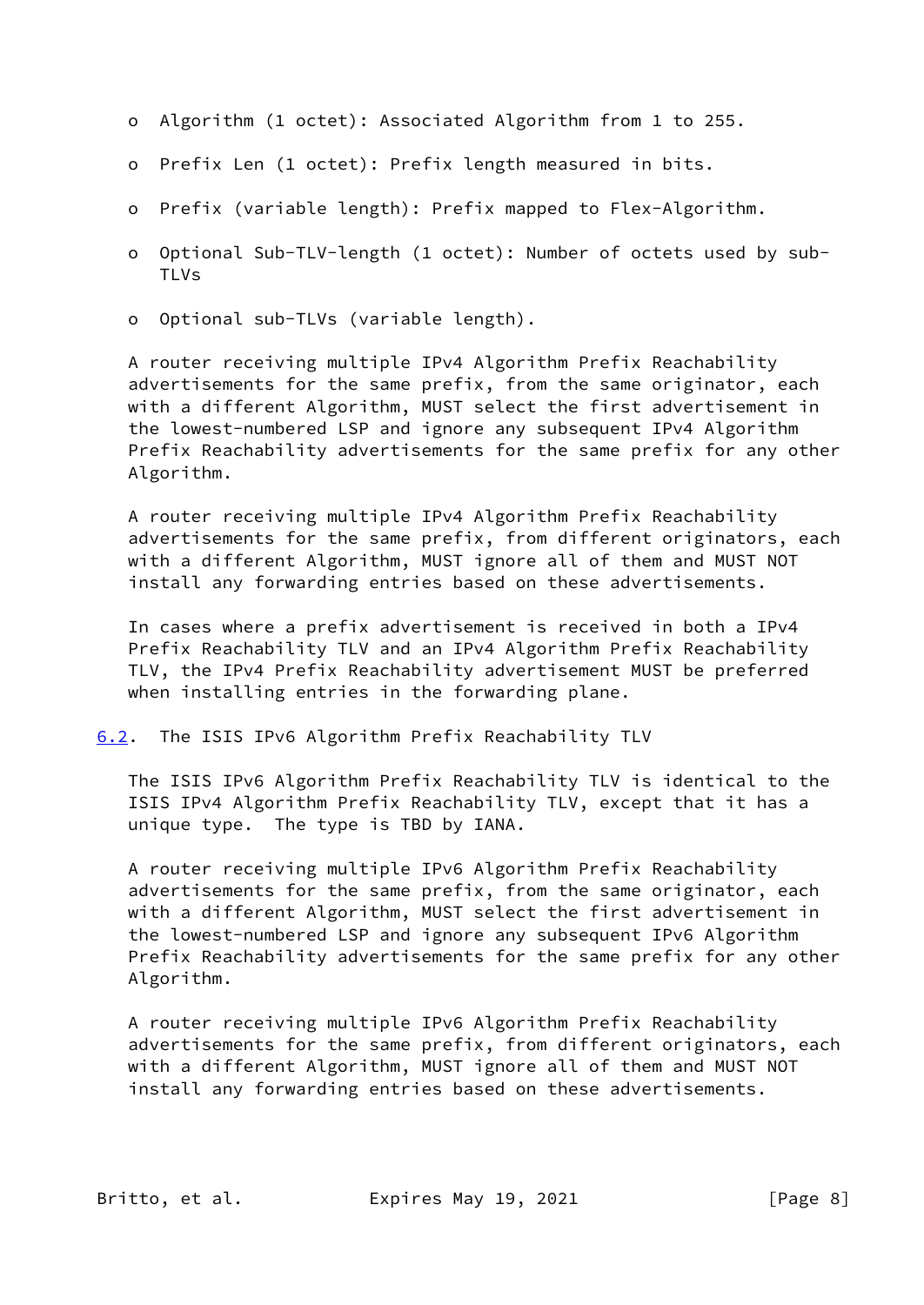- Algorithm (1 octet): Associated Algorithm from 1 to 255.
- Prefix Len (1 octet): Prefix length measured in bits.
- Prefix (variable length): Prefix mapped to Flex-Algorithm.
- Optional Sub-TLV-length (1 octet): Number of octets used by sub-TLVs
- Optional sub-TLVs (variable length).

A router receiving multiple IPv4 Algorithm Prefix Reachability advertisements for the same prefix, from the same originator, each with a different Algorithm, MUST select the first advertisement in the lowest-numbered LSP and ignore any subsequent IPv4 Algorithm Prefix Reachability advertisements for the same prefix for any other Algorithm.

A router receiving multiple IPv4 Algorithm Prefix Reachability advertisements for the same prefix, from different originators, each with a different Algorithm, MUST ignore all of them and MUST NOT install any forwarding entries based on these advertisements.

In cases where a prefix advertisement is received in both a IPv4 Prefix Reachability TLV and an IPv4 Algorithm Prefix Reachability TLV, the IPv4 Prefix Reachability advertisement MUST be preferred when installing entries in the forwarding plane.

## 6.2. The ISIS IPv6 Algorithm Prefix Reachability TLV

The ISIS IPv6 Algorithm Prefix Reachability TLV is identical to the ISIS IPv4 Algorithm Prefix Reachability TLV, except that it has a unique type. The type is TBD by IANA.

A router receiving multiple IPv6 Algorithm Prefix Reachability advertisements for the same prefix, from the same originator, each with a different Algorithm, MUST select the first advertisement in the lowest-numbered LSP and ignore any subsequent IPv6 Algorithm Prefix Reachability advertisements for the same prefix for any other Algorithm.

A router receiving multiple IPv6 Algorithm Prefix Reachability advertisements for the same prefix, from different originators, each with a different Algorithm, MUST ignore all of them and MUST NOT install any forwarding entries based on these advertisements.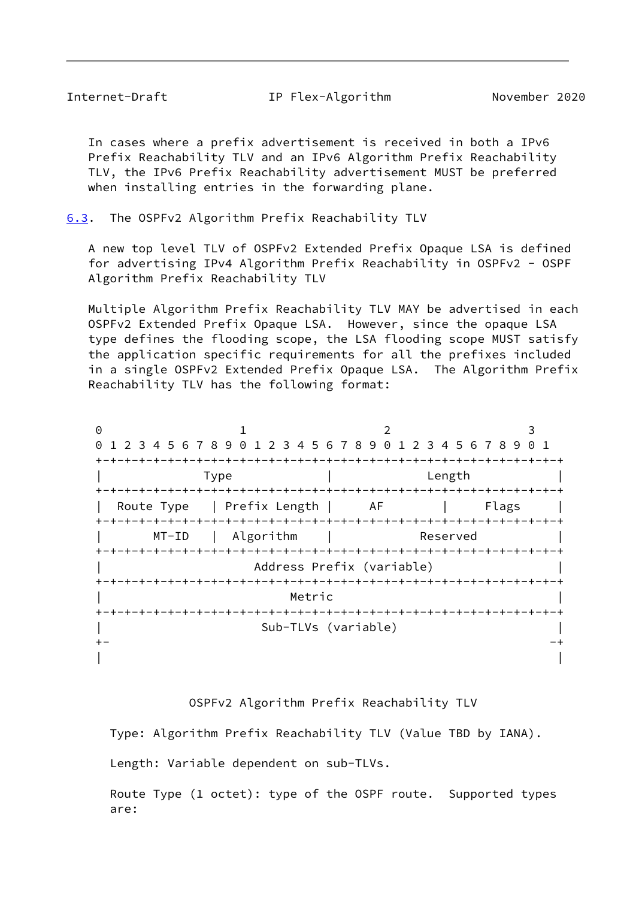In cases where a prefix advertisement is received in both a IPv6 Prefix Reachability TLV and an IPv6 Algorithm Prefix Reachability TLV, the IPv6 Prefix Reachability advertisement MUST be preferred when installing entries in the forwarding plane.

### 6.3. The OSPFv2 Algorithm Prefix Reachability TLV

A new top level TLV of OSPFv2 Extended Prefix Opaque LSA is defined for advertising IPv4 Algorithm Prefix Reachability in OSPFv2 - OSPF Algorithm Prefix Reachability TLV

Multiple Algorithm Prefix Reachability TLV MAY be advertised in each OSPFv2 Extended Prefix Opaque LSA. However, since the opaque LSA type defines the flooding scope, the LSA flooding scope MUST satisfy the application specific requirements for all the prefixes included in a single OSPFv2 Extended Prefix Opaque LSA. The Algorithm Prefix Reachability TLV has the following format:

```
 0                   1                   2                   3
 0 1 2 3 4 5 6 7 8 9 0 1 2 3 4 5 6 7 8 9 0 1 2 3 4 5 6 7 8 9 0 1
+-+-+-+-+-+-+-+-+-+-+-+-+-+-+-+-+-+-+-+-+-+-+-+-+-+-+-+-+-+-+-+-+
|              Type             |             Length            |
+-+-+-+-+-+-+-+-+-+-+-+-+-+-+-+-+-+-+-+-+-+-+-+-+-+-+-+-+-+-+-+-+
|  Route Type   | Prefix Length |     AF        |     Flags     |
+-+-+-+-+-+-+-+-+-+-+-+-+-+-+-+-+-+-+-+-+-+-+-+-+-+-+-+-+-+-+-+-+
|       MT-ID   |  Algorithm    |            Reserved           |
+-+-+-+-+-+-+-+-+-+-+-+-+-+-+-+-+-+-+-+-+-+-+-+-+-+-+-+-+-+-+-+-+
|                     Address Prefix (variable)                 |
+-+-+-+-+-+-+-+-+-+-+-+-+-+-+-+-+-+-+-+-+-+-+-+-+-+-+-+-+-+-+-+-+
|                              Metric                           |
+-+-+-+-+-+-+-+-+-+-+-+-+-+-+-+-+-+-+-+-+-+-+-+-+-+-+-+-+-+-+-+-+
|                      Sub-TLVs (variable)                      |
+-                                                             -+
|                                                               |
```

OSPFv2 Algorithm Prefix Reachability TLV

Type: Algorithm Prefix Reachability TLV (Value TBD by IANA).

Length: Variable dependent on sub-TLVs.

Route Type (1 octet): type of the OSPF route. Supported types are: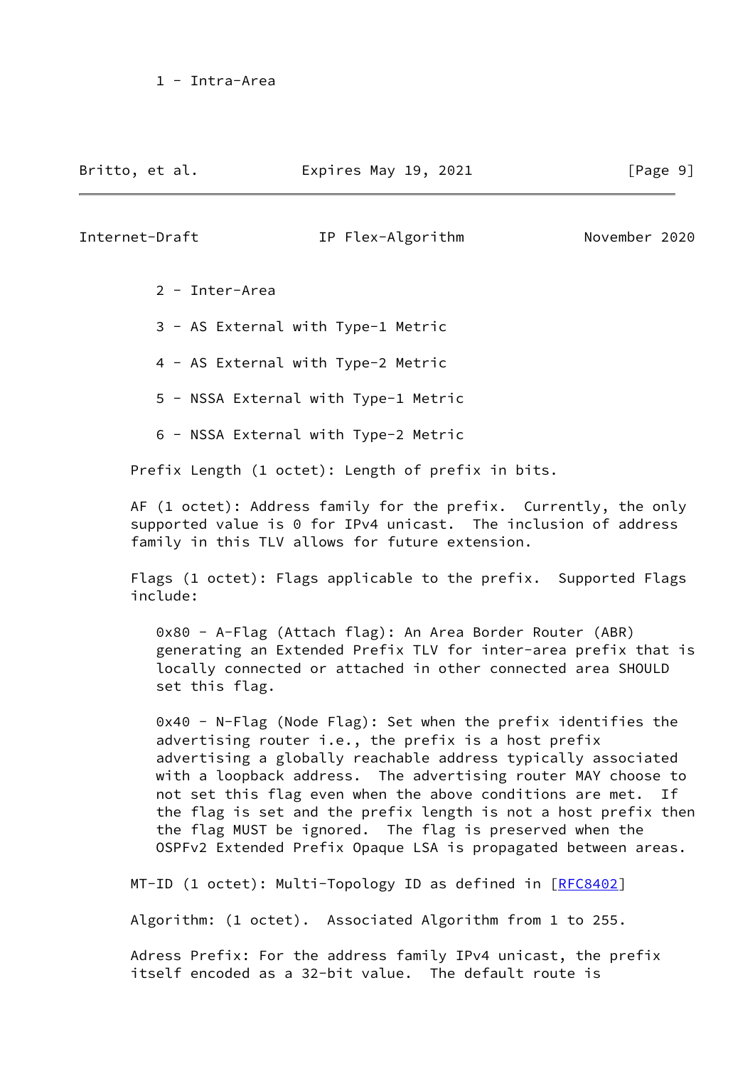1 - Intra-Area

2 - Inter-Area

3 - AS External with Type-1 Metric

4 - AS External with Type-2 Metric

5 - NSSA External with Type-1 Metric

6 - NSSA External with Type-2 Metric

Prefix Length (1 octet): Length of prefix in bits.

AF (1 octet): Address family for the prefix. Currently, the only supported value is 0 for IPv4 unicast. The inclusion of address family in this TLV allows for future extension.

Flags (1 octet): Flags applicable to the prefix. Supported Flags include:

0x80 - A-Flag (Attach flag): An Area Border Router (ABR) generating an Extended Prefix TLV for inter-area prefix that is locally connected or attached in other connected area SHOULD set this flag.

0x40 - N-Flag (Node Flag): Set when the prefix identifies the advertising router i.e., the prefix is a host prefix advertising a globally reachable address typically associated with a loopback address. The advertising router MAY choose to not set this flag even when the above conditions are met. If the flag is set and the prefix length is not a host prefix then the flag MUST be ignored. The flag is preserved when the OSPFv2 Extended Prefix Opaque LSA is propagated between areas.

MT-ID (1 octet): Multi-Topology ID as defined in [RFC8402]

Algorithm: (1 octet). Associated Algorithm from 1 to 255.

Adress Prefix: For the address family IPv4 unicast, the prefix itself encoded as a 32-bit value. The default route is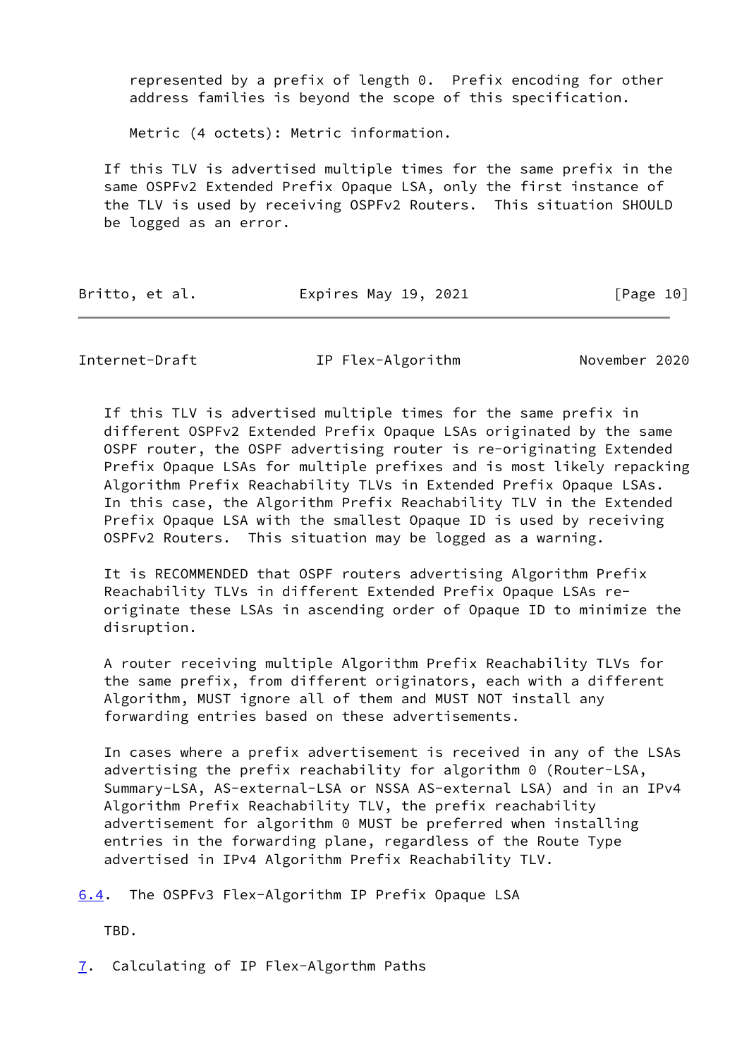represented by a prefix of length 0. Prefix encoding for other address families is beyond the scope of this specification.

Metric (4 octets): Metric information.

If this TLV is advertised multiple times for the same prefix in the same OSPFv2 Extended Prefix Opaque LSA, only the first instance of the TLV is used by receiving OSPFv2 Routers. This situation SHOULD be logged as an error.

If this TLV is advertised multiple times for the same prefix in different OSPFv2 Extended Prefix Opaque LSAs originated by the same OSPF router, the OSPF advertising router is re-originating Extended Prefix Opaque LSAs for multiple prefixes and is most likely repacking Algorithm Prefix Reachability TLVs in Extended Prefix Opaque LSAs. In this case, the Algorithm Prefix Reachability TLV in the Extended Prefix Opaque LSA with the smallest Opaque ID is used by receiving OSPFv2 Routers. This situation may be logged as a warning.

It is RECOMMENDED that OSPF routers advertising Algorithm Prefix Reachability TLVs in different Extended Prefix Opaque LSAs re-originate these LSAs in ascending order of Opaque ID to minimize the disruption.

A router receiving multiple Algorithm Prefix Reachability TLVs for the same prefix, from different originators, each with a different Algorithm, MUST ignore all of them and MUST NOT install any forwarding entries based on these advertisements.

In cases where a prefix advertisement is received in any of the LSAs advertising the prefix reachability for algorithm 0 (Router-LSA, Summary-LSA, AS-external-LSA or NSSA AS-external LSA) and in an IPv4 Algorithm Prefix Reachability TLV, the prefix reachability advertisement for algorithm 0 MUST be preferred when installing entries in the forwarding plane, regardless of the Route Type advertised in IPv4 Algorithm Prefix Reachability TLV.

### 6.4. The OSPFv3 Flex-Algorithm IP Prefix Opaque LSA

TBD.

## 7. Calculating of IP Flex-Algorthm Paths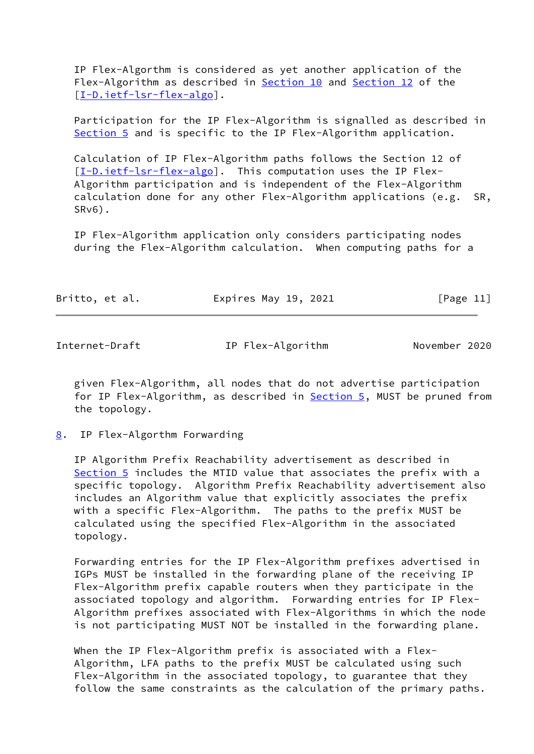IP Flex-Algorthm is considered as yet another application of the Flex-Algorithm as described in Section 10 and Section 12 of the [I-D.ietf-lsr-flex-algo].

Participation for the IP Flex-Algorithm is signalled as described in Section 5 and is specific to the IP Flex-Algorithm application.

Calculation of IP Flex-Algorithm paths follows the Section 12 of [I-D.ietf-lsr-flex-algo]. This computation uses the IP Flex-Algorithm participation and is independent of the Flex-Algorithm calculation done for any other Flex-Algorithm applications (e.g. SR, SRv6).

IP Flex-Algorithm application only considers participating nodes during the Flex-Algorithm calculation. When computing paths for a given Flex-Algorithm, all nodes that do not advertise participation for IP Flex-Algorithm, as described in Section 5, MUST be pruned from the topology.

## 8. IP Flex-Algorthm Forwarding

IP Algorithm Prefix Reachability advertisement as described in Section 5 includes the MTID value that associates the prefix with a specific topology. Algorithm Prefix Reachability advertisement also includes an Algorithm value that explicitly associates the prefix with a specific Flex-Algorithm. The paths to the prefix MUST be calculated using the specified Flex-Algorithm in the associated topology.

Forwarding entries for the IP Flex-Algorithm prefixes advertised in IGPs MUST be installed in the forwarding plane of the receiving IP Flex-Algorithm prefix capable routers when they participate in the associated topology and algorithm. Forwarding entries for IP Flex-Algorithm prefixes associated with Flex-Algorithms in which the node is not participating MUST NOT be installed in the forwarding plane.

When the IP Flex-Algorithm prefix is associated with a Flex-Algorithm, LFA paths to the prefix MUST be calculated using such Flex-Algorithm in the associated topology, to guarantee that they follow the same constraints as the calculation of the primary paths.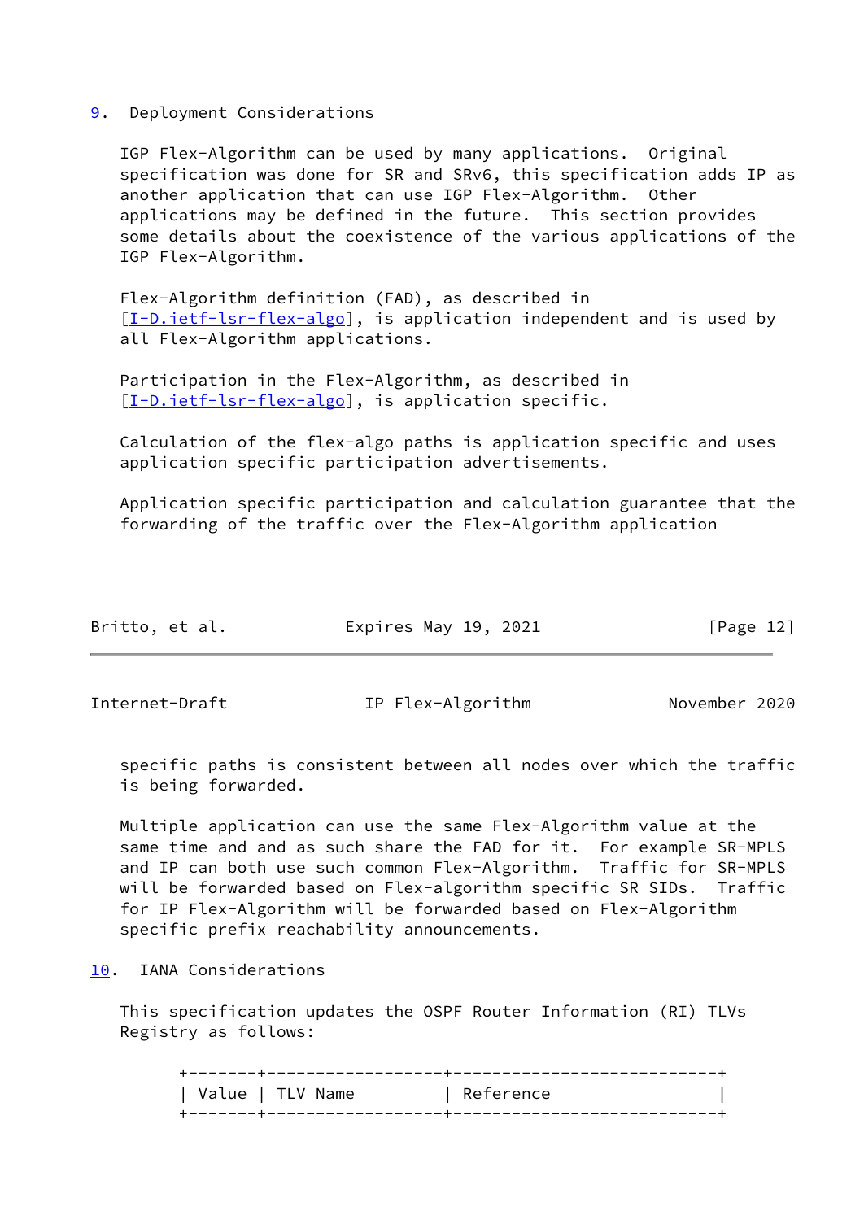## 9. Deployment Considerations

IGP Flex-Algorithm can be used by many applications. Original specification was done for SR and SRv6, this specification adds IP as another application that can use IGP Flex-Algorithm. Other applications may be defined in the future. This section provides some details about the coexistence of the various applications of the IGP Flex-Algorithm.

Flex-Algorithm definition (FAD), as described in [I-D.ietf-lsr-flex-algo], is application independent and is used by all Flex-Algorithm applications.

Participation in the Flex-Algorithm, as described in [I-D.ietf-lsr-flex-algo], is application specific.

Calculation of the flex-algo paths is application specific and uses application specific participation advertisements.

Application specific participation and calculation guarantee that the forwarding of the traffic over the Flex-Algorithm application specific paths is consistent between all nodes over which the traffic is being forwarded.

Multiple application can use the same Flex-Algorithm value at the same time and and as such share the FAD for it. For example SR-MPLS and IP can both use such common Flex-Algorithm. Traffic for SR-MPLS will be forwarded based on Flex-algorithm specific SR SIDs. Traffic for IP Flex-Algorithm will be forwarded based on Flex-Algorithm specific prefix reachability announcements.

## 10. IANA Considerations

This specification updates the OSPF Router Information (RI) TLVs Registry as follows:

| Value | TLV Name | Reference |
|---|---|---|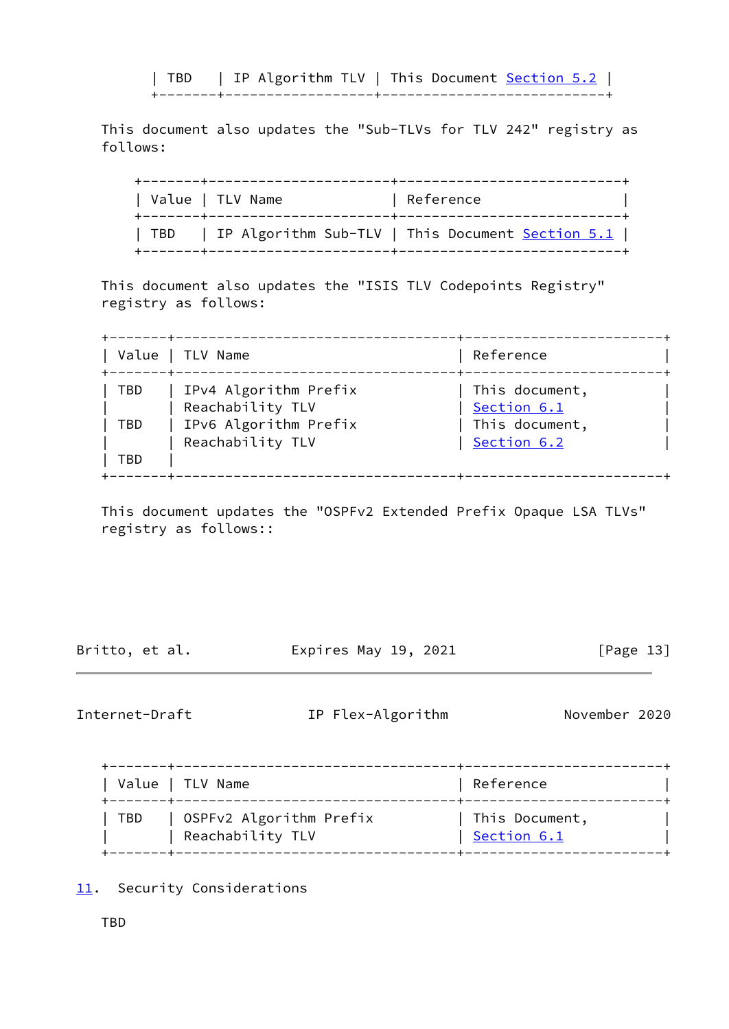| Value | TLV Name | Reference |
|---|---|---|
| TBD | IP Algorithm TLV | This Document Section 5.2 |

This document also updates the "Sub-TLVs for TLV 242" registry as follows:

| Value | TLV Name | Reference |
|---|---|---|
| TBD | IP Algorithm Sub-TLV | This Document Section 5.1 |

This document also updates the "ISIS TLV Codepoints Registry" registry as follows:

| Value | TLV Name | Reference |
|---|---|---|
| TBD | IPv4 Algorithm Prefix Reachability TLV | This document, Section 6.1 |
| TBD | IPv6 Algorithm Prefix Reachability TLV | This document, Section 6.2 |
| TBD | | |

This document updates the "OSPFv2 Extended Prefix Opaque LSA TLVs" registry as follows::

| Value | TLV Name | Reference |
|---|---|---|
| TBD | OSPFv2 Algorithm Prefix Reachability TLV | This Document, Section 6.1 |

## 11. Security Considerations

TBD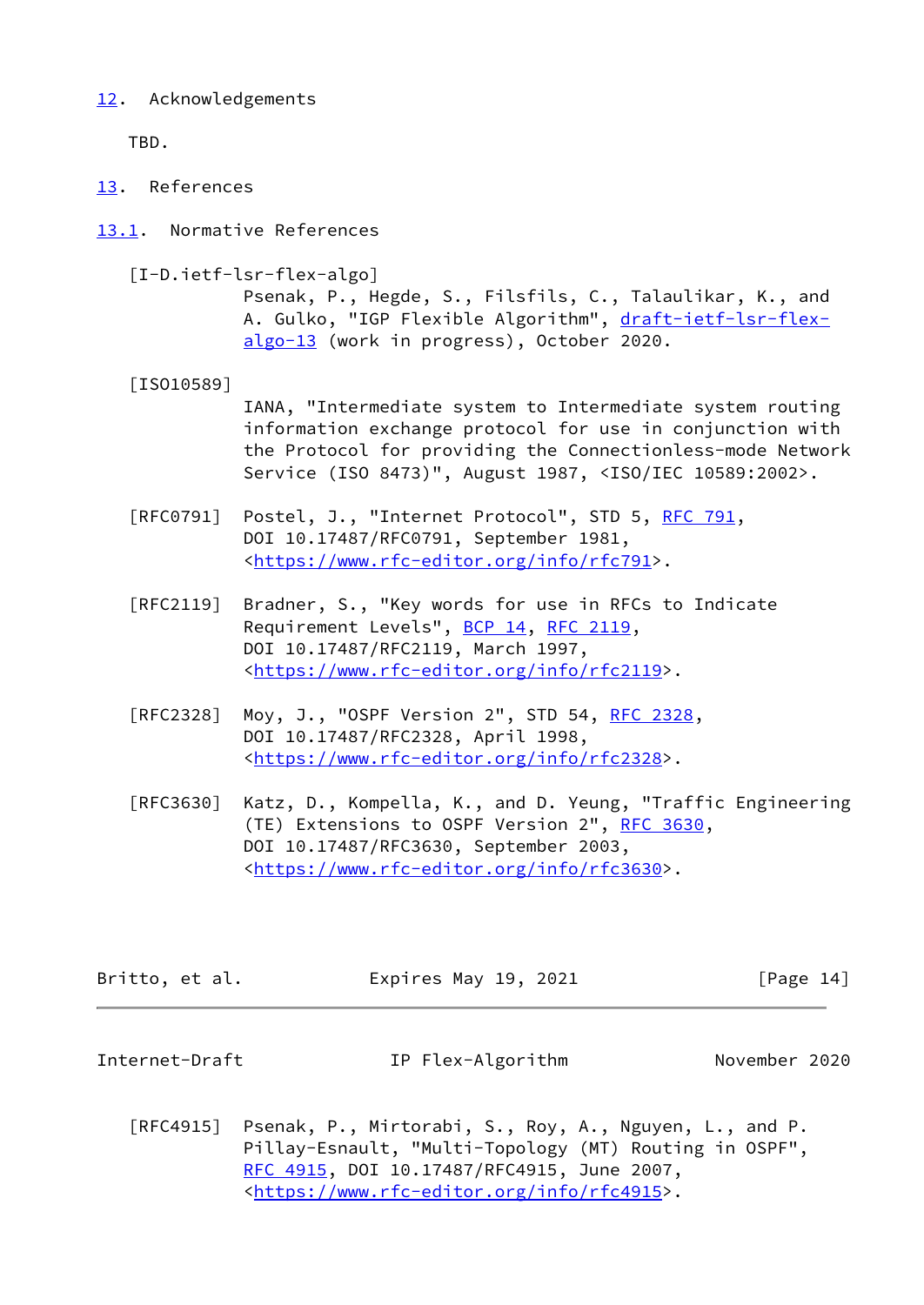## 12. Acknowledgements

TBD.

## 13. References

### 13.1. Normative References

[I-D.ietf-lsr-flex-algo]
Psenak, P., Hegde, S., Filsfils, C., Talaulikar, K., and A. Gulko, "IGP Flexible Algorithm", draft-ietf-lsr-flex-algo-13 (work in progress), October 2020.

[ISO10589]
IANA, "Intermediate system to Intermediate system routing information exchange protocol for use in conjunction with the Protocol for providing the Connectionless-mode Network Service (ISO 8473)", August 1987, <ISO/IEC 10589:2002>.

[RFC0791] Postel, J., "Internet Protocol", STD 5, RFC 791, DOI 10.17487/RFC0791, September 1981, <https://www.rfc-editor.org/info/rfc791>.

[RFC2119] Bradner, S., "Key words for use in RFCs to Indicate Requirement Levels", BCP 14, RFC 2119, DOI 10.17487/RFC2119, March 1997, <https://www.rfc-editor.org/info/rfc2119>.

[RFC2328] Moy, J., "OSPF Version 2", STD 54, RFC 2328, DOI 10.17487/RFC2328, April 1998, <https://www.rfc-editor.org/info/rfc2328>.

[RFC3630] Katz, D., Kompella, K., and D. Yeung, "Traffic Engineering (TE) Extensions to OSPF Version 2", RFC 3630, DOI 10.17487/RFC3630, September 2003, <https://www.rfc-editor.org/info/rfc3630>.

[RFC4915] Psenak, P., Mirtorabi, S., Roy, A., Nguyen, L., and P. Pillay-Esnault, "Multi-Topology (MT) Routing in OSPF", RFC 4915, DOI 10.17487/RFC4915, June 2007, <https://www.rfc-editor.org/info/rfc4915>.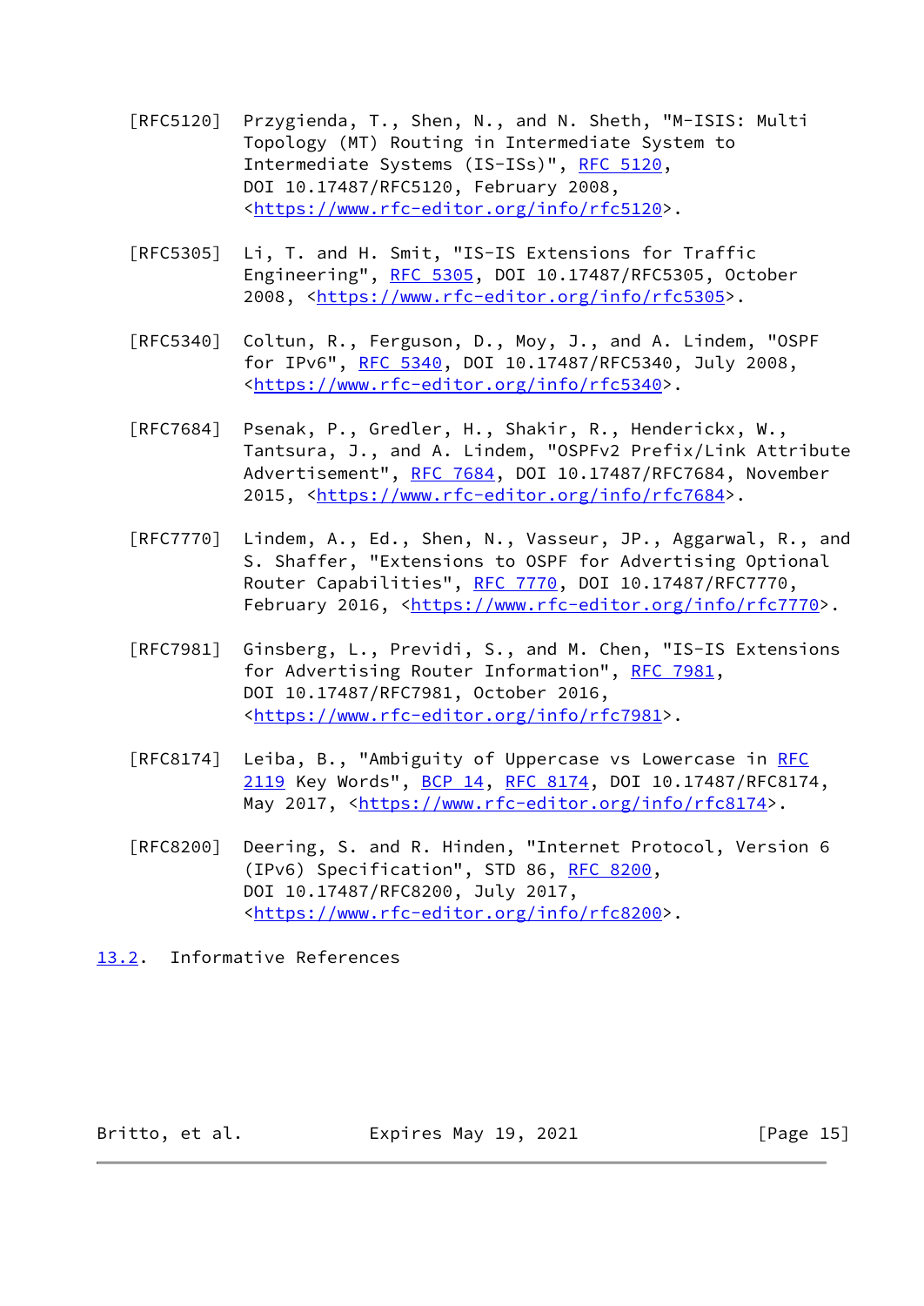[RFC5120] Przygienda, T., Shen, N., and N. Sheth, "M-ISIS: Multi Topology (MT) Routing in Intermediate System to Intermediate Systems (IS-ISs)", RFC 5120, DOI 10.17487/RFC5120, February 2008, <https://www.rfc-editor.org/info/rfc5120>.

[RFC5305] Li, T. and H. Smit, "IS-IS Extensions for Traffic Engineering", RFC 5305, DOI 10.17487/RFC5305, October 2008, <https://www.rfc-editor.org/info/rfc5305>.

[RFC5340] Coltun, R., Ferguson, D., Moy, J., and A. Lindem, "OSPF for IPv6", RFC 5340, DOI 10.17487/RFC5340, July 2008, <https://www.rfc-editor.org/info/rfc5340>.

[RFC7684] Psenak, P., Gredler, H., Shakir, R., Henderickx, W., Tantsura, J., and A. Lindem, "OSPFv2 Prefix/Link Attribute Advertisement", RFC 7684, DOI 10.17487/RFC7684, November 2015, <https://www.rfc-editor.org/info/rfc7684>.

[RFC7770] Lindem, A., Ed., Shen, N., Vasseur, JP., Aggarwal, R., and S. Shaffer, "Extensions to OSPF for Advertising Optional Router Capabilities", RFC 7770, DOI 10.17487/RFC7770, February 2016, <https://www.rfc-editor.org/info/rfc7770>.

[RFC7981] Ginsberg, L., Previdi, S., and M. Chen, "IS-IS Extensions for Advertising Router Information", RFC 7981, DOI 10.17487/RFC7981, October 2016, <https://www.rfc-editor.org/info/rfc7981>.

[RFC8174] Leiba, B., "Ambiguity of Uppercase vs Lowercase in RFC 2119 Key Words", BCP 14, RFC 8174, DOI 10.17487/RFC8174, May 2017, <https://www.rfc-editor.org/info/rfc8174>.

[RFC8200] Deering, S. and R. Hinden, "Internet Protocol, Version 6 (IPv6) Specification", STD 86, RFC 8200, DOI 10.17487/RFC8200, July 2017, <https://www.rfc-editor.org/info/rfc8200>.

### 13.2. Informative References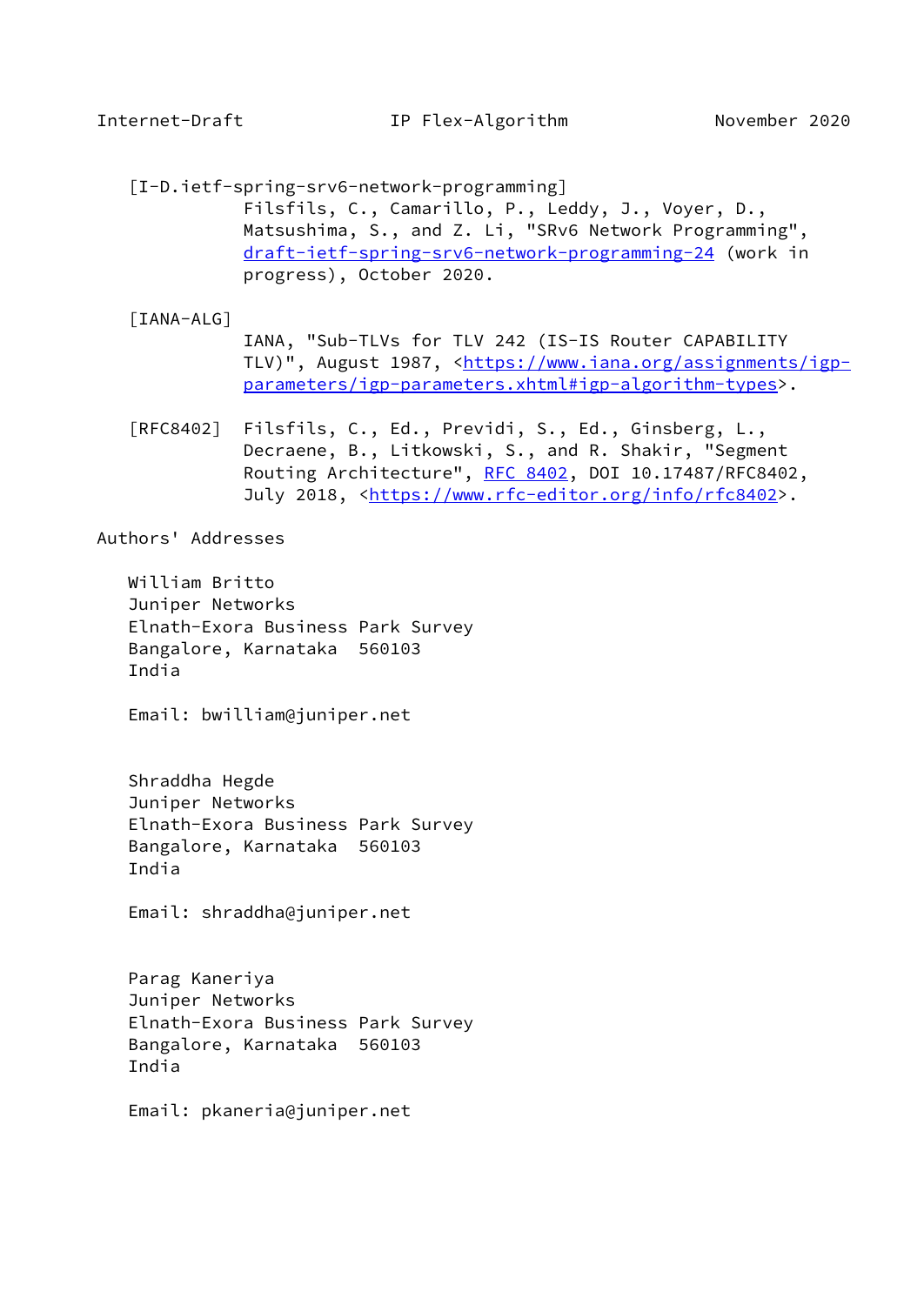[I-D.ietf-spring-srv6-network-programming]
Filsfils, C., Camarillo, P., Leddy, J., Voyer, D., Matsushima, S., and Z. Li, "SRv6 Network Programming", draft-ietf-spring-srv6-network-programming-24 (work in progress), October 2020.

[IANA-ALG]
IANA, "Sub-TLVs for TLV 242 (IS-IS Router CAPABILITY TLV)", August 1987, <https://www.iana.org/assignments/igp-parameters/igp-parameters.xhtml#igp-algorithm-types>.

[RFC8402] Filsfils, C., Ed., Previdi, S., Ed., Ginsberg, L., Decraene, B., Litkowski, S., and R. Shakir, "Segment Routing Architecture", RFC 8402, DOI 10.17487/RFC8402, July 2018, <https://www.rfc-editor.org/info/rfc8402>.

## Authors' Addresses

William Britto
Juniper Networks
Elnath-Exora Business Park Survey
Bangalore, Karnataka 560103
India

Email: bwilliam@juniper.net

Shraddha Hegde
Juniper Networks
Elnath-Exora Business Park Survey
Bangalore, Karnataka 560103
India

Email: shraddha@juniper.net

Parag Kaneriya
Juniper Networks
Elnath-Exora Business Park Survey
Bangalore, Karnataka 560103
India

Email: pkaneria@juniper.net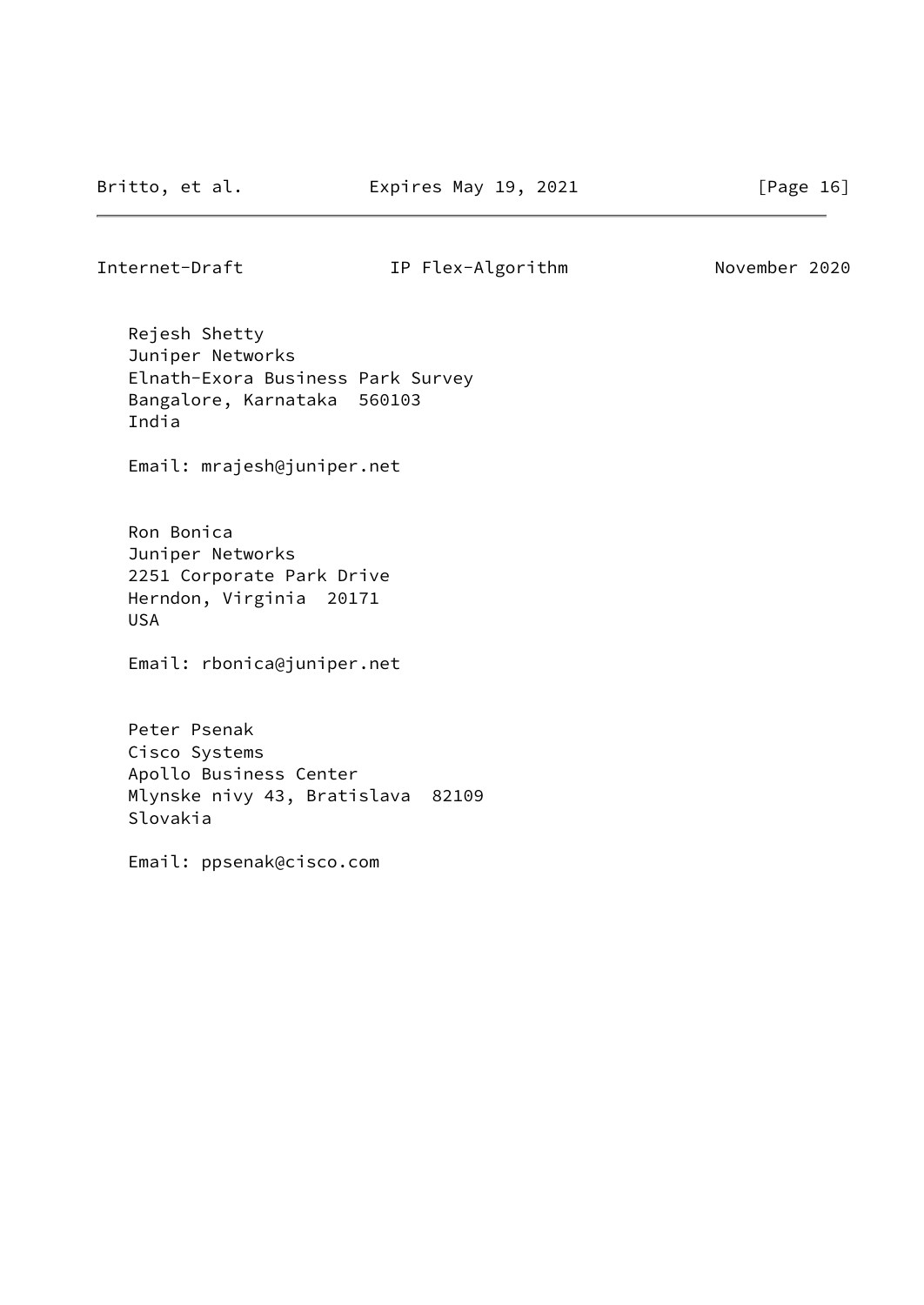Rejesh Shetty
Juniper Networks
Elnath-Exora Business Park Survey
Bangalore, Karnataka  560103
India

Email: mrajesh@juniper.net

Ron Bonica
Juniper Networks
2251 Corporate Park Drive
Herndon, Virginia  20171
USA

Email: rbonica@juniper.net

Peter Psenak
Cisco Systems
Apollo Business Center
Mlynske nivy 43, Bratislava  82109
Slovakia

Email: ppsenak@cisco.com